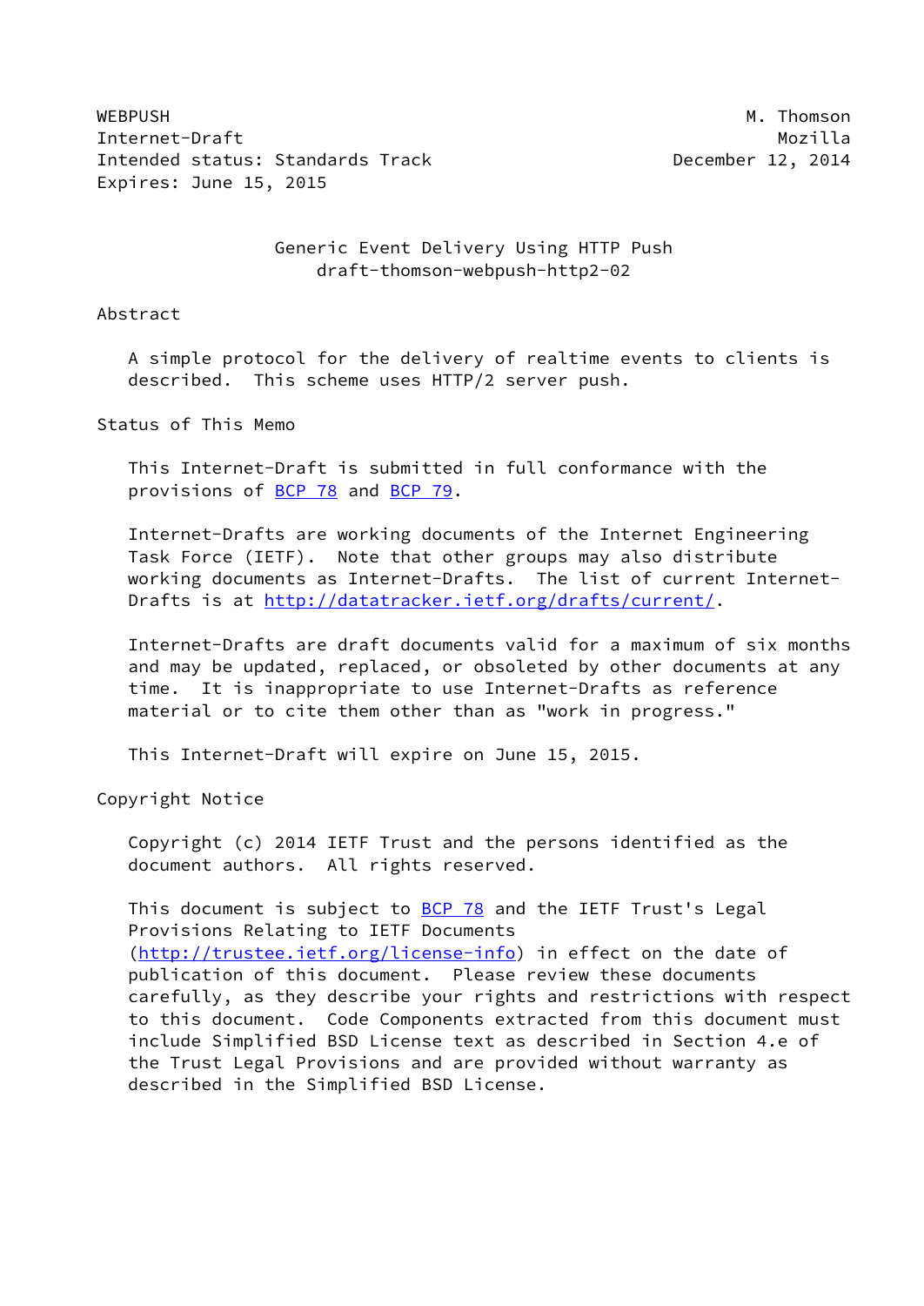WEBPUSH M. Thomson
Internet-Draft Mozilla
Intended status: Standards Track December 12, 2014
Expires: June 15, 2015

# Generic Event Delivery Using HTTP Push
## draft-thomson-webpush-http2-02

## Abstract

A simple protocol for the delivery of realtime events to clients is described. This scheme uses HTTP/2 server push.

## Status of This Memo

This Internet-Draft is submitted in full conformance with the provisions of BCP 78 and BCP 79.

Internet-Drafts are working documents of the Internet Engineering Task Force (IETF). Note that other groups may also distribute working documents as Internet-Drafts. The list of current Internet-Drafts is at http://datatracker.ietf.org/drafts/current/.

Internet-Drafts are draft documents valid for a maximum of six months and may be updated, replaced, or obsoleted by other documents at any time. It is inappropriate to use Internet-Drafts as reference material or to cite them other than as "work in progress."

This Internet-Draft will expire on June 15, 2015.

## Copyright Notice

Copyright (c) 2014 IETF Trust and the persons identified as the document authors. All rights reserved.

This document is subject to BCP 78 and the IETF Trust's Legal Provisions Relating to IETF Documents (http://trustee.ietf.org/license-info) in effect on the date of publication of this document. Please review these documents carefully, as they describe your rights and restrictions with respect to this document. Code Components extracted from this document must include Simplified BSD License text as described in Section 4.e of the Trust Legal Provisions and are provided without warranty as described in the Simplified BSD License.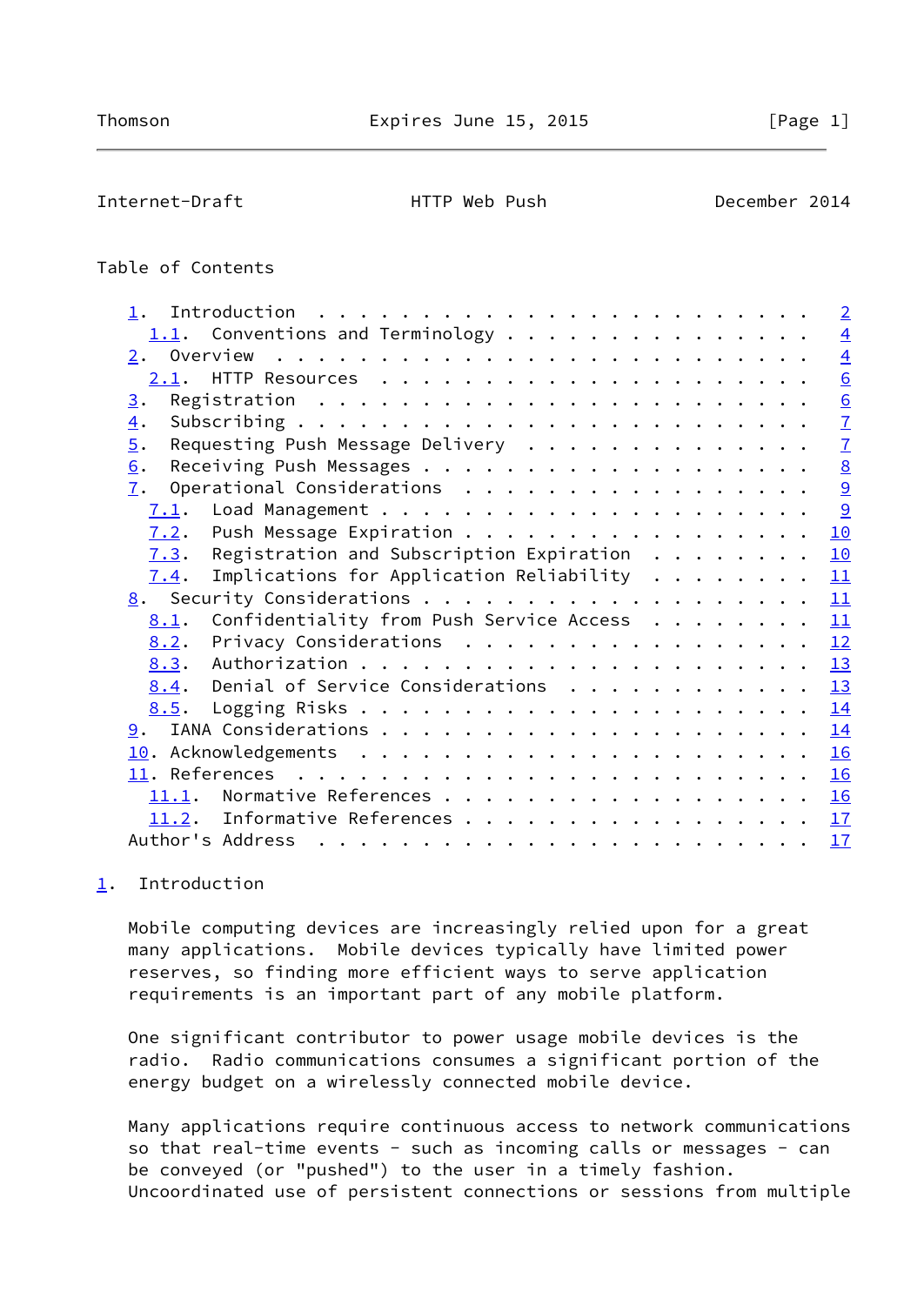Table of Contents

- 1. Introduction . . . . . . . . . . . . . . . . . . . . . . . . 2
  - 1.1. Conventions and Terminology . . . . . . . . . . . . . . . 4
- 2. Overview . . . . . . . . . . . . . . . . . . . . . . . . . . 4
  - 2.1. HTTP Resources . . . . . . . . . . . . . . . . . . . . . 6
- 3. Registration . . . . . . . . . . . . . . . . . . . . . . . . 6
- 4. Subscribing . . . . . . . . . . . . . . . . . . . . . . . . . 7
- 5. Requesting Push Message Delivery . . . . . . . . . . . . . . 7
- 6. Receiving Push Messages . . . . . . . . . . . . . . . . . . . 8
- 7. Operational Considerations . . . . . . . . . . . . . . . . . 9
  - 7.1. Load Management . . . . . . . . . . . . . . . . . . . . . 9
  - 7.2. Push Message Expiration . . . . . . . . . . . . . . . . . 10
  - 7.3. Registration and Subscription Expiration . . . . . . . . 10
  - 7.4. Implications for Application Reliability . . . . . . . . 11
- 8. Security Considerations . . . . . . . . . . . . . . . . . . . 11
  - 8.1. Confidentiality from Push Service Access . . . . . . . . 11
  - 8.2. Privacy Considerations . . . . . . . . . . . . . . . . . 12
  - 8.3. Authorization . . . . . . . . . . . . . . . . . . . . . . 13
  - 8.4. Denial of Service Considerations . . . . . . . . . . . . 13
  - 8.5. Logging Risks . . . . . . . . . . . . . . . . . . . . . . 14
- 9. IANA Considerations . . . . . . . . . . . . . . . . . . . . . 14
- 10. Acknowledgements . . . . . . . . . . . . . . . . . . . . . . 16
- 11. References . . . . . . . . . . . . . . . . . . . . . . . . . 16
  - 11.1. Normative References . . . . . . . . . . . . . . . . . . 16
  - 11.2. Informative References . . . . . . . . . . . . . . . . . 17
- Author's Address . . . . . . . . . . . . . . . . . . . . . . . . 17

## 1. Introduction

Mobile computing devices are increasingly relied upon for a great many applications. Mobile devices typically have limited power reserves, so finding more efficient ways to serve application requirements is an important part of any mobile platform.

One significant contributor to power usage mobile devices is the radio. Radio communications consumes a significant portion of the energy budget on a wirelessly connected mobile device.

Many applications require continuous access to network communications so that real-time events - such as incoming calls or messages - can be conveyed (or "pushed") to the user in a timely fashion. Uncoordinated use of persistent connections or sessions from multiple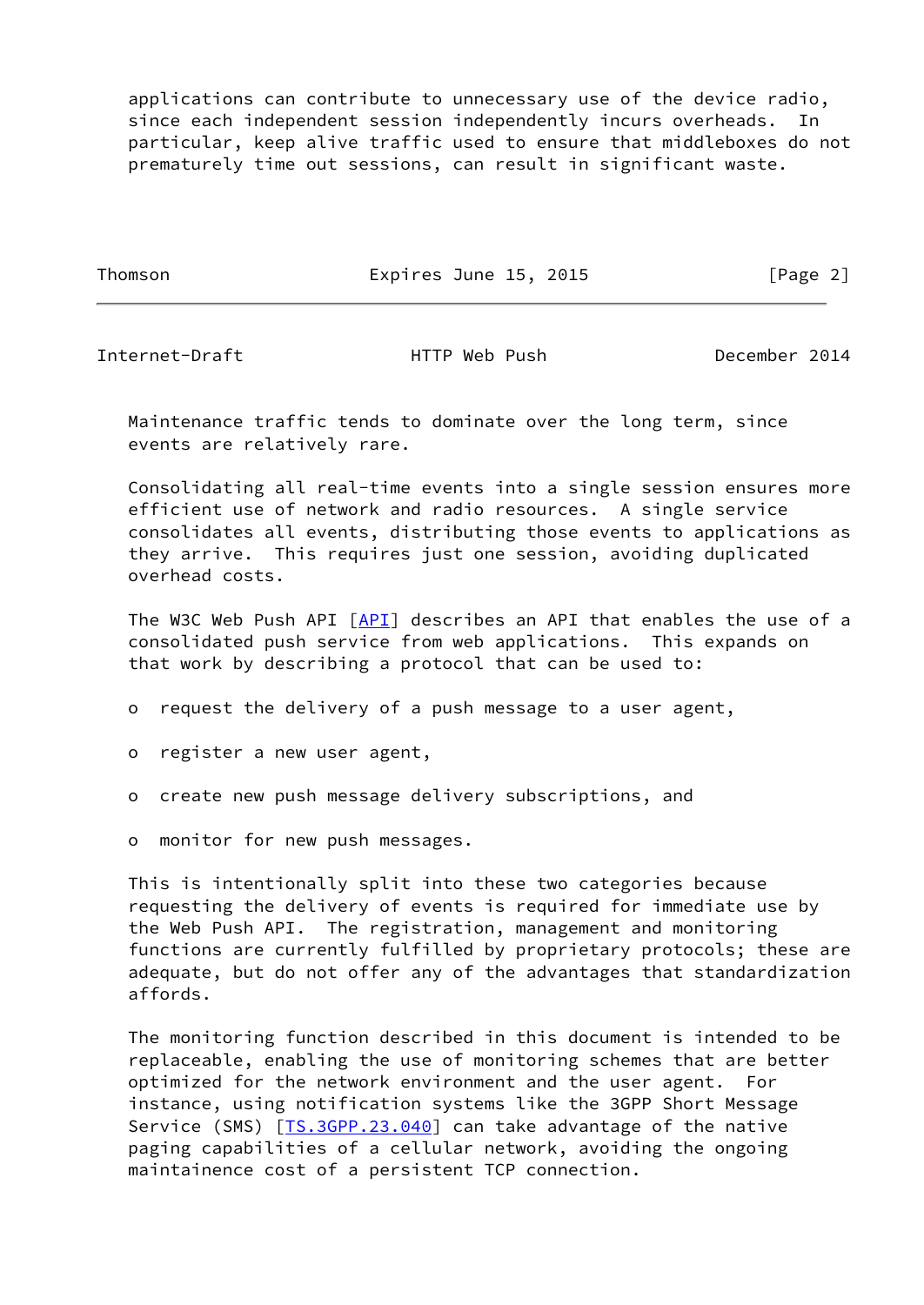applications can contribute to unnecessary use of the device radio, since each independent session independently incurs overheads. In particular, keep alive traffic used to ensure that middleboxes do not prematurely time out sessions, can result in significant waste.

Maintenance traffic tends to dominate over the long term, since events are relatively rare.

Consolidating all real-time events into a single session ensures more efficient use of network and radio resources. A single service consolidates all events, distributing those events to applications as they arrive. This requires just one session, avoiding duplicated overhead costs.

The W3C Web Push API [API] describes an API that enables the use of a consolidated push service from web applications. This expands on that work by describing a protocol that can be used to:

- request the delivery of a push message to a user agent,
- register a new user agent,
- create new push message delivery subscriptions, and
- monitor for new push messages.

This is intentionally split into these two categories because requesting the delivery of events is required for immediate use by the Web Push API. The registration, management and monitoring functions are currently fulfilled by proprietary protocols; these are adequate, but do not offer any of the advantages that standardization affords.

The monitoring function described in this document is intended to be replaceable, enabling the use of monitoring schemes that are better optimized for the network environment and the user agent. For instance, using notification systems like the 3GPP Short Message Service (SMS) [TS.3GPP.23.040] can take advantage of the native paging capabilities of a cellular network, avoiding the ongoing maintainence cost of a persistent TCP connection.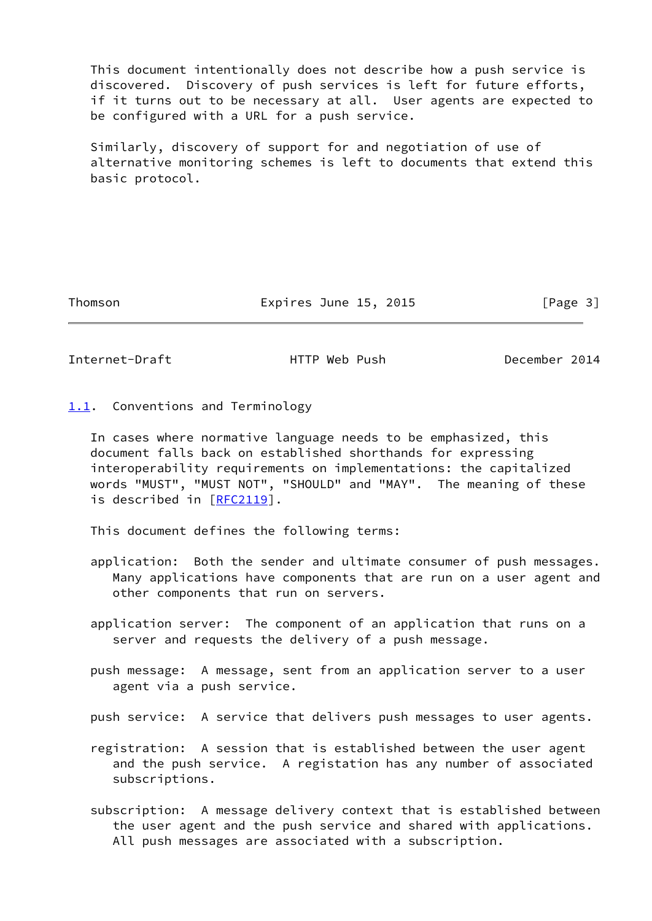This document intentionally does not describe how a push service is discovered. Discovery of push services is left for future efforts, if it turns out to be necessary at all. User agents are expected to be configured with a URL for a push service.

Similarly, discovery of support for and negotiation of use of alternative monitoring schemes is left to documents that extend this basic protocol.

### 1.1. Conventions and Terminology

In cases where normative language needs to be emphasized, this document falls back on established shorthands for expressing interoperability requirements on implementations: the capitalized words "MUST", "MUST NOT", "SHOULD" and "MAY". The meaning of these is described in [RFC2119].

This document defines the following terms:

application: Both the sender and ultimate consumer of push messages. Many applications have components that are run on a user agent and other components that run on servers.

application server: The component of an application that runs on a server and requests the delivery of a push message.

push message: A message, sent from an application server to a user agent via a push service.

push service: A service that delivers push messages to user agents.

registration: A session that is established between the user agent and the push service. A registation has any number of associated subscriptions.

subscription: A message delivery context that is established between the user agent and the push service and shared with applications. All push messages are associated with a subscription.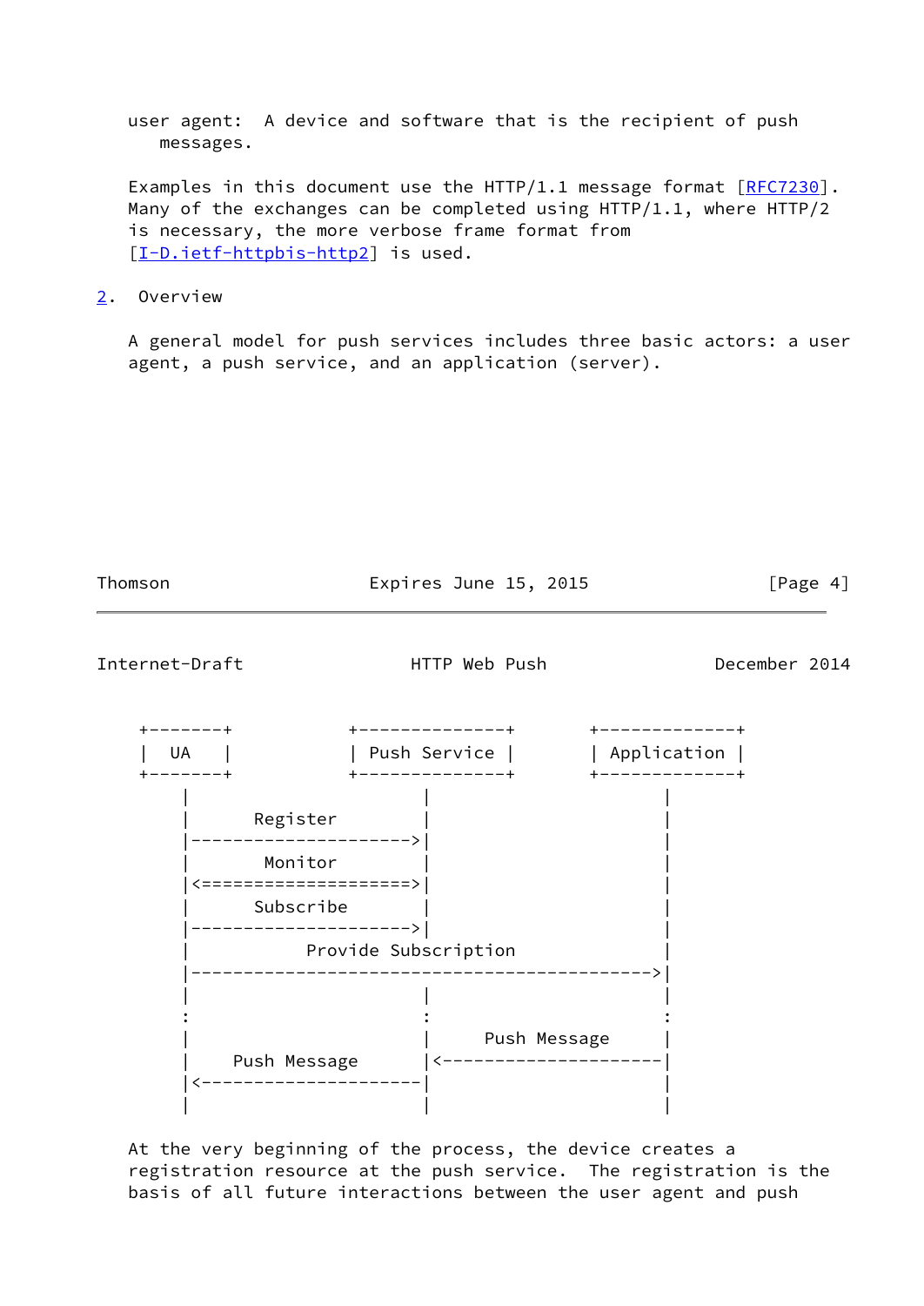user agent: A device and software that is the recipient of push messages.

Examples in this document use the HTTP/1.1 message format [RFC7230]. Many of the exchanges can be completed using HTTP/1.1, where HTTP/2 is necessary, the more verbose frame format from [I-D.ietf-httpbis-http2] is used.

## 2. Overview

A general model for push services includes three basic actors: a user agent, a push service, and an application (server).

```
 +--------+           +--------------+       +-------------+
 |  UA    |           | Push Service |       | Application |
 +--------+           +--------------+       +-------------+
     |                      |                      |
     |      Register        |                      |
     |--------------------->|                      |
     |       Monitor        |                      |
     |<====================>|                      |
     |      Subscribe       |                      |
     |--------------------->|                      |
     |          Provide Subscription               |
     |-------------------------------------------->|
     |                      |                      |
     :                      :                      :
     |                      |     Push Message     |
     |    Push Message      |<---------------------|
     |<---------------------|                      |
     |                      |                      |
```

At the very beginning of the process, the device creates a registration resource at the push service. The registration is the basis of all future interactions between the user agent and push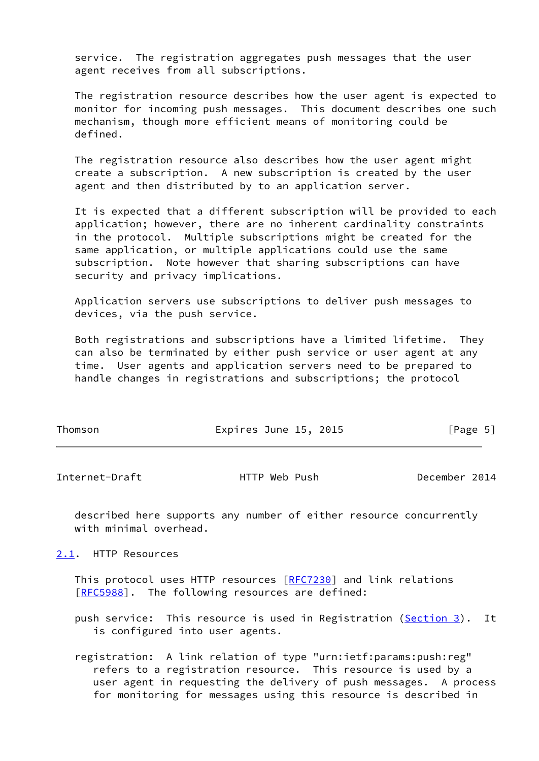service. The registration aggregates push messages that the user agent receives from all subscriptions.

The registration resource describes how the user agent is expected to monitor for incoming push messages. This document describes one such mechanism, though more efficient means of monitoring could be defined.

The registration resource also describes how the user agent might create a subscription. A new subscription is created by the user agent and then distributed by to an application server.

It is expected that a different subscription will be provided to each application; however, there are no inherent cardinality constraints in the protocol. Multiple subscriptions might be created for the same application, or multiple applications could use the same subscription. Note however that sharing subscriptions can have security and privacy implications.

Application servers use subscriptions to deliver push messages to devices, via the push service.

Both registrations and subscriptions have a limited lifetime. They can also be terminated by either push service or user agent at any time. User agents and application servers need to be prepared to handle changes in registrations and subscriptions; the protocol described here supports any number of either resource concurrently with minimal overhead.

## 2.1. HTTP Resources

This protocol uses HTTP resources [RFC7230] and link relations [RFC5988]. The following resources are defined:

push service: This resource is used in Registration (Section 3). It is configured into user agents.

registration: A link relation of type "urn:ietf:params:push:reg" refers to a registration resource. This resource is used by a user agent in requesting the delivery of push messages. A process for monitoring for messages using this resource is described in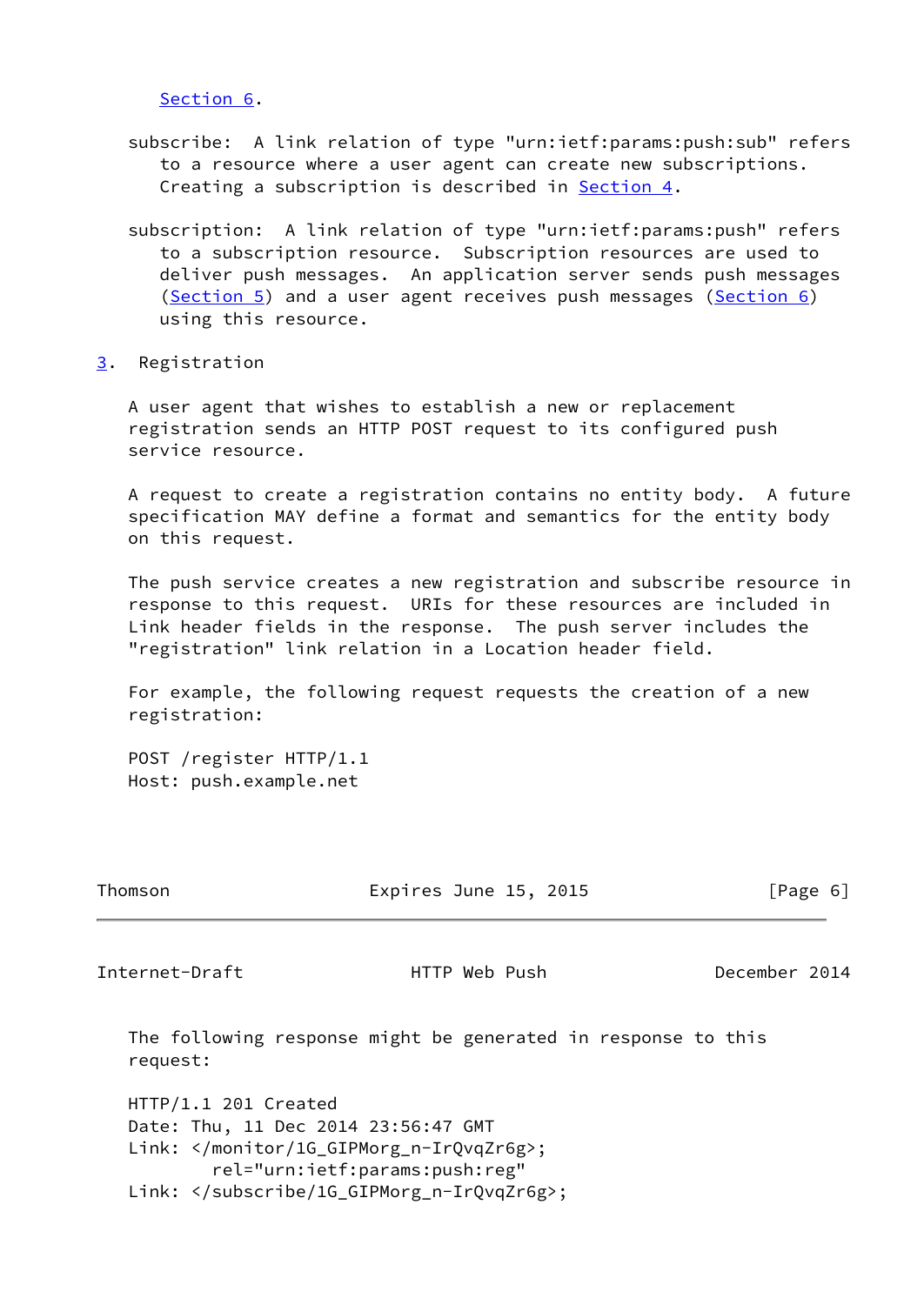Section 6.

subscribe: A link relation of type "urn:ietf:params:push:sub" refers to a resource where a user agent can create new subscriptions. Creating a subscription is described in Section 4.

subscription: A link relation of type "urn:ietf:params:push" refers to a subscription resource. Subscription resources are used to deliver push messages. An application server sends push messages (Section 5) and a user agent receives push messages (Section 6) using this resource.

## 3. Registration

A user agent that wishes to establish a new or replacement registration sends an HTTP POST request to its configured push service resource.

A request to create a registration contains no entity body. A future specification MAY define a format and semantics for the entity body on this request.

The push service creates a new registration and subscribe resource in response to this request. URIs for these resources are included in Link header fields in the response. The push server includes the "registration" link relation in a Location header field.

For example, the following request requests the creation of a new registration:

```
POST /register HTTP/1.1
Host: push.example.net
```

The following response might be generated in response to this request:

```
HTTP/1.1 201 Created
Date: Thu, 11 Dec 2014 23:56:47 GMT
Link: </monitor/1G_GIPMorg_n-IrQvqZr6g>;
        rel="urn:ietf:params:push:reg"
Link: </subscribe/1G_GIPMorg_n-IrQvqZr6g>;
```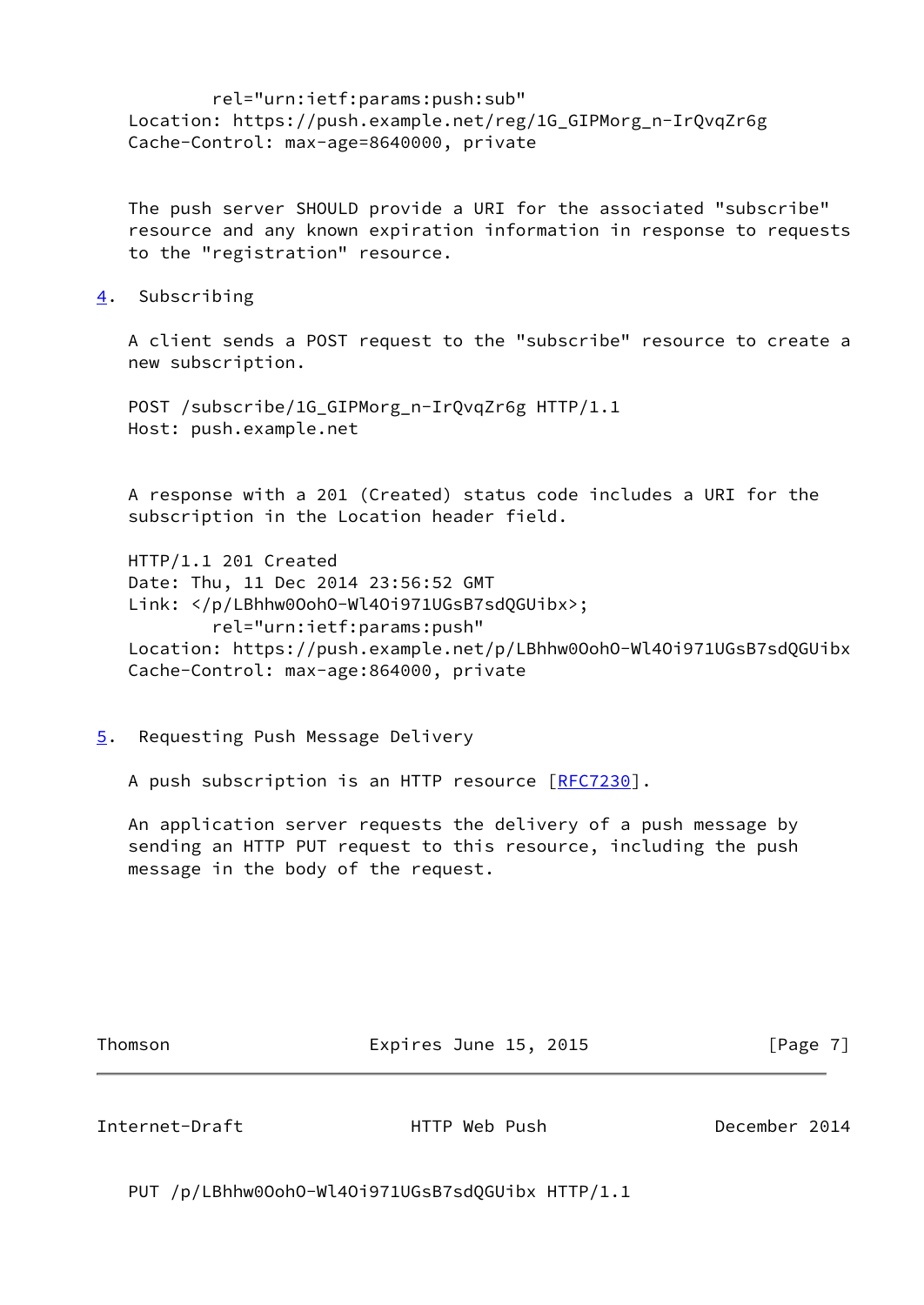```
        rel="urn:ietf:params:push:sub"
Location: https://push.example.net/reg/1G_GIPMorg_n-IrQvqZr6g
Cache-Control: max-age=8640000, private
```

The push server SHOULD provide a URI for the associated "subscribe" resource and any known expiration information in response to requests to the "registration" resource.

## 4. Subscribing

A client sends a POST request to the "subscribe" resource to create a new subscription.

```
POST /subscribe/1G_GIPMorg_n-IrQvqZr6g HTTP/1.1
Host: push.example.net
```

A response with a 201 (Created) status code includes a URI for the subscription in the Location header field.

```
HTTP/1.1 201 Created
Date: Thu, 11 Dec 2014 23:56:52 GMT
Link: </p/LBhhw0OohO-Wl4Oi971UGsB7sdQGUibx>;
        rel="urn:ietf:params:push"
Location: https://push.example.net/p/LBhhw0OohO-Wl4Oi971UGsB7sdQGUibx
Cache-Control: max-age:864000, private
```

## 5. Requesting Push Message Delivery

A push subscription is an HTTP resource [RFC7230].

An application server requests the delivery of a push message by sending an HTTP PUT request to this resource, including the push message in the body of the request.

```
PUT /p/LBhhw0OohO-Wl4Oi971UGsB7sdQGUibx HTTP/1.1
```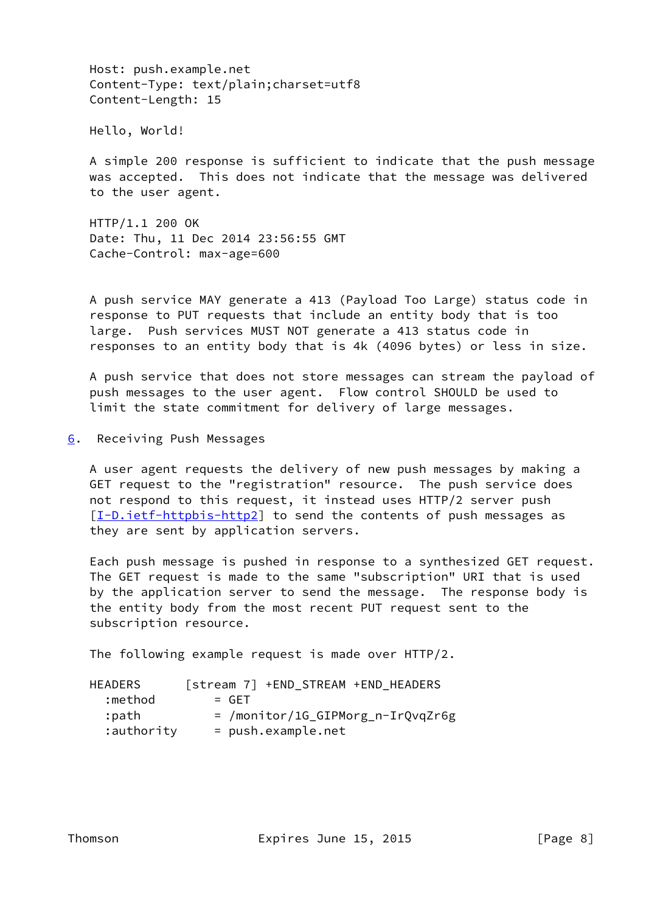```
Host: push.example.net
Content-Type: text/plain;charset=utf8
Content-Length: 15

Hello, World!
```

A simple 200 response is sufficient to indicate that the push message was accepted. This does not indicate that the message was delivered to the user agent.

```
HTTP/1.1 200 OK
Date: Thu, 11 Dec 2014 23:56:55 GMT
Cache-Control: max-age=600
```

A push service MAY generate a 413 (Payload Too Large) status code in response to PUT requests that include an entity body that is too large. Push services MUST NOT generate a 413 status code in responses to an entity body that is 4k (4096 bytes) or less in size.

A push service that does not store messages can stream the payload of push messages to the user agent. Flow control SHOULD be used to limit the state commitment for delivery of large messages.

## 6. Receiving Push Messages

A user agent requests the delivery of new push messages by making a GET request to the "registration" resource. The push service does not respond to this request, it instead uses HTTP/2 server push [I-D.ietf-httpbis-http2] to send the contents of push messages as they are sent by application servers.

Each push message is pushed in response to a synthesized GET request. The GET request is made to the same "subscription" URI that is used by the application server to send the message. The response body is the entity body from the most recent PUT request sent to the subscription resource.

The following example request is made over HTTP/2.

```
HEADERS      [stream 7] +END_STREAM +END_HEADERS
  :method        = GET
  :path          = /monitor/1G_GIPMorg_n-IrQvqZr6g
  :authority     = push.example.net
```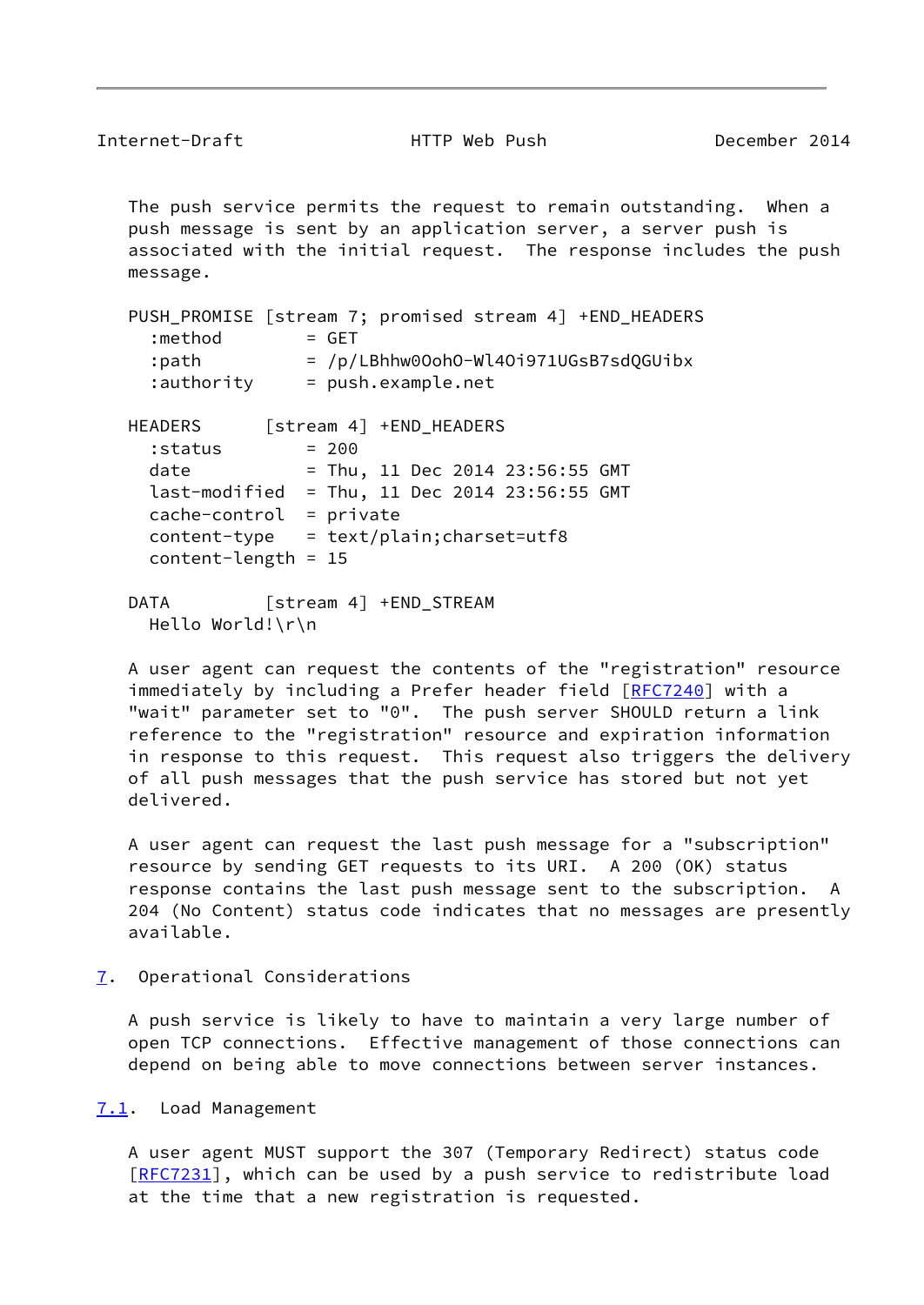The push service permits the request to remain outstanding. When a push message is sent by an application server, a server push is associated with the initial request. The response includes the push message.

```
PUSH_PROMISE [stream 7; promised stream 4] +END_HEADERS
  :method        = GET
  :path          = /p/LBhhw0OohO-Wl4Oi971UGsB7sdQGUibx
  :authority     = push.example.net

HEADERS      [stream 4] +END_HEADERS
  :status        = 200
  date           = Thu, 11 Dec 2014 23:56:55 GMT
  last-modified  = Thu, 11 Dec 2014 23:56:55 GMT
  cache-control  = private
  content-type   = text/plain;charset=utf8
  content-length = 15

DATA         [stream 4] +END_STREAM
  Hello World!\r\n
```

A user agent can request the contents of the "registration" resource immediately by including a Prefer header field [RFC7240] with a "wait" parameter set to "0". The push server SHOULD return a link reference to the "registration" resource and expiration information in response to this request. This request also triggers the delivery of all push messages that the push service has stored but not yet delivered.

A user agent can request the last push message for a "subscription" resource by sending GET requests to its URI. A 200 (OK) status response contains the last push message sent to the subscription. A 204 (No Content) status code indicates that no messages are presently available.

## 7. Operational Considerations

A push service is likely to have to maintain a very large number of open TCP connections. Effective management of those connections can depend on being able to move connections between server instances.

### 7.1. Load Management

A user agent MUST support the 307 (Temporary Redirect) status code [RFC7231], which can be used by a push service to redistribute load at the time that a new registration is requested.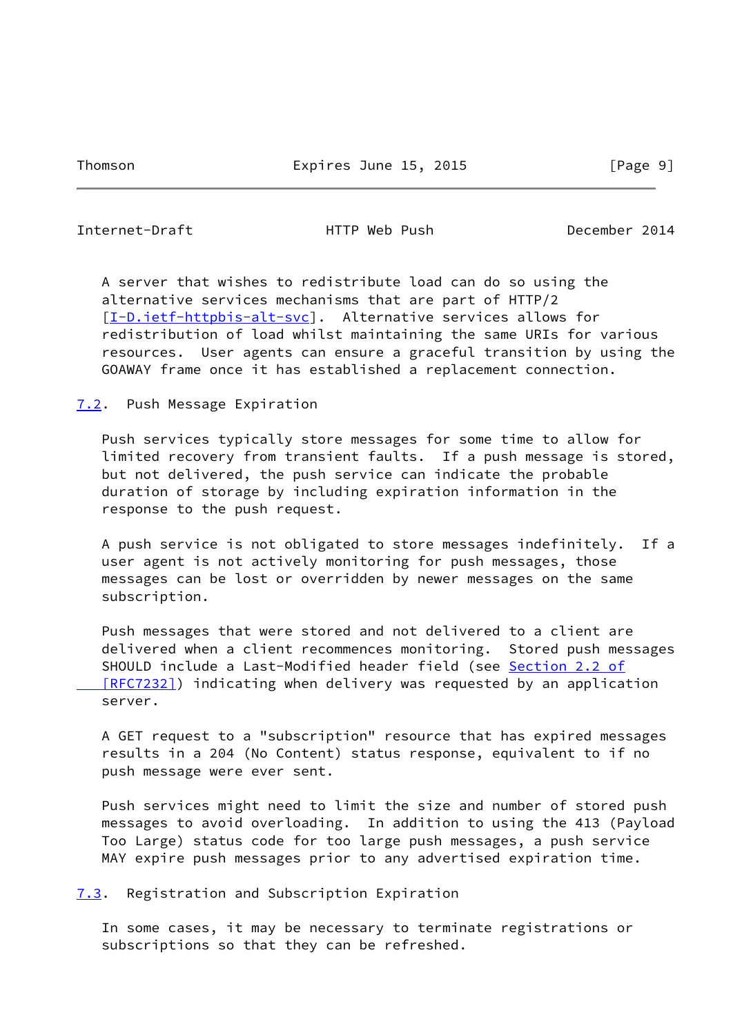A server that wishes to redistribute load can do so using the alternative services mechanisms that are part of HTTP/2 [I-D.ietf-httpbis-alt-svc]. Alternative services allows for redistribution of load whilst maintaining the same URIs for various resources. User agents can ensure a graceful transition by using the GOAWAY frame once it has established a replacement connection.

### 7.2. Push Message Expiration

Push services typically store messages for some time to allow for limited recovery from transient faults. If a push message is stored, but not delivered, the push service can indicate the probable duration of storage by including expiration information in the response to the push request.

A push service is not obligated to store messages indefinitely. If a user agent is not actively monitoring for push messages, those messages can be lost or overridden by newer messages on the same subscription.

Push messages that were stored and not delivered to a client are delivered when a client recommences monitoring. Stored push messages SHOULD include a Last-Modified header field (see Section 2.2 of [RFC7232]) indicating when delivery was requested by an application server.

A GET request to a "subscription" resource that has expired messages results in a 204 (No Content) status response, equivalent to if no push message were ever sent.

Push services might need to limit the size and number of stored push messages to avoid overloading. In addition to using the 413 (Payload Too Large) status code for too large push messages, a push service MAY expire push messages prior to any advertised expiration time.

### 7.3. Registration and Subscription Expiration

In some cases, it may be necessary to terminate registrations or subscriptions so that they can be refreshed.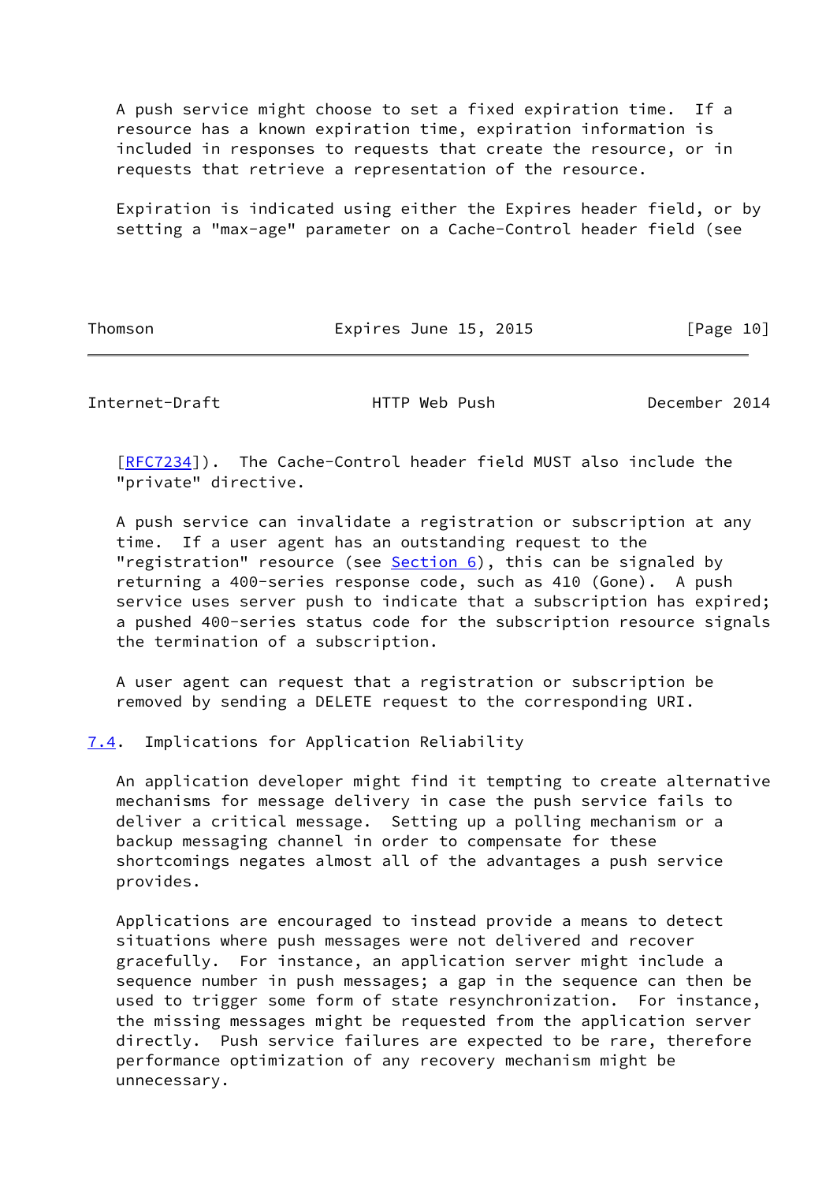A push service might choose to set a fixed expiration time. If a resource has a known expiration time, expiration information is included in responses to requests that create the resource, or in requests that retrieve a representation of the resource.

Expiration is indicated using either the Expires header field, or by setting a "max-age" parameter on a Cache-Control header field (see [RFC7234]). The Cache-Control header field MUST also include the "private" directive.

A push service can invalidate a registration or subscription at any time. If a user agent has an outstanding request to the "registration" resource (see Section 6), this can be signaled by returning a 400-series response code, such as 410 (Gone). A push service uses server push to indicate that a subscription has expired; a pushed 400-series status code for the subscription resource signals the termination of a subscription.

A user agent can request that a registration or subscription be removed by sending a DELETE request to the corresponding URI.

### 7.4. Implications for Application Reliability

An application developer might find it tempting to create alternative mechanisms for message delivery in case the push service fails to deliver a critical message. Setting up a polling mechanism or a backup messaging channel in order to compensate for these shortcomings negates almost all of the advantages a push service provides.

Applications are encouraged to instead provide a means to detect situations where push messages were not delivered and recover gracefully. For instance, an application server might include a sequence number in push messages; a gap in the sequence can then be used to trigger some form of state resynchronization. For instance, the missing messages might be requested from the application server directly. Push service failures are expected to be rare, therefore performance optimization of any recovery mechanism might be unnecessary.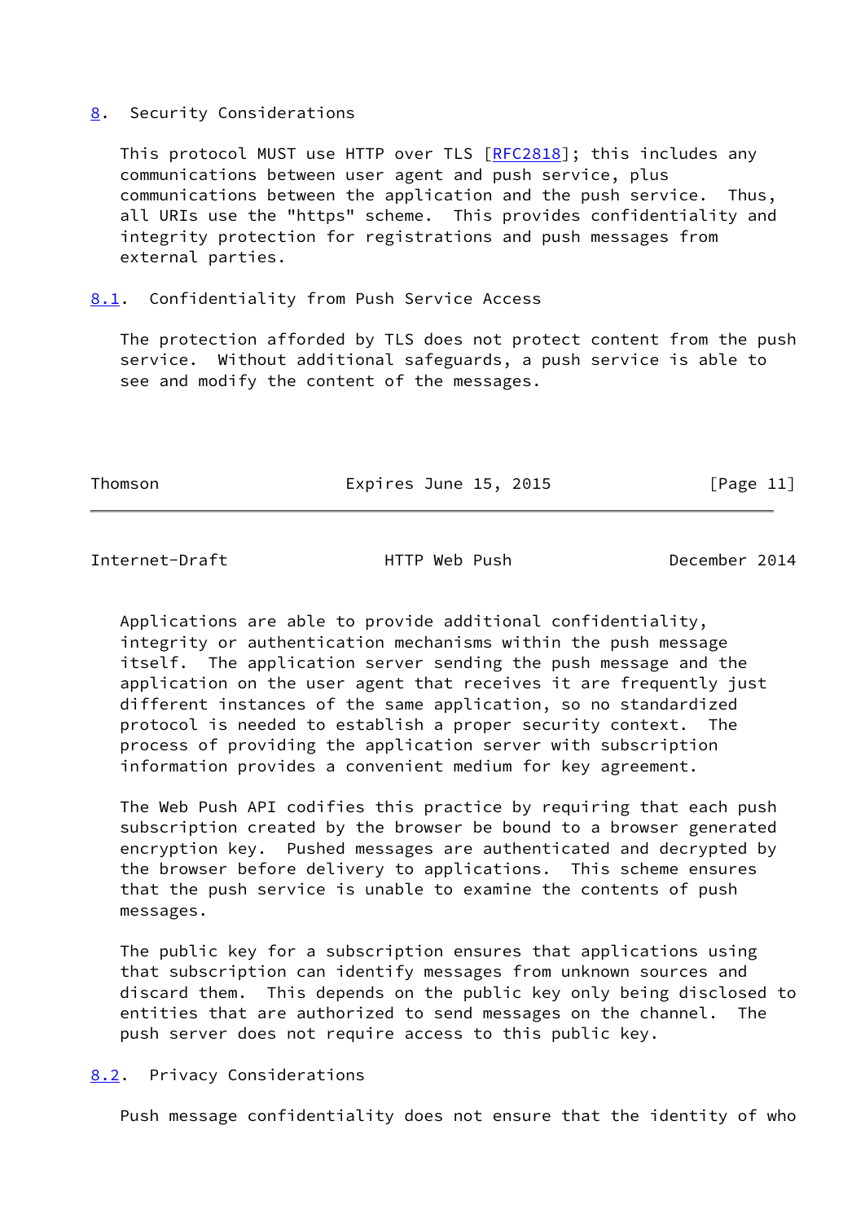## 8. Security Considerations

This protocol MUST use HTTP over TLS [RFC2818]; this includes any communications between user agent and push service, plus communications between the application and the push service. Thus, all URIs use the "https" scheme. This provides confidentiality and integrity protection for registrations and push messages from external parties.

### 8.1. Confidentiality from Push Service Access

The protection afforded by TLS does not protect content from the push service. Without additional safeguards, a push service is able to see and modify the content of the messages.

Applications are able to provide additional confidentiality, integrity or authentication mechanisms within the push message itself. The application server sending the push message and the application on the user agent that receives it are frequently just different instances of the same application, so no standardized protocol is needed to establish a proper security context. The process of providing the application server with subscription information provides a convenient medium for key agreement.

The Web Push API codifies this practice by requiring that each push subscription created by the browser be bound to a browser generated encryption key. Pushed messages are authenticated and decrypted by the browser before delivery to applications. This scheme ensures that the push service is unable to examine the contents of push messages.

The public key for a subscription ensures that applications using that subscription can identify messages from unknown sources and discard them. This depends on the public key only being disclosed to entities that are authorized to send messages on the channel. The push server does not require access to this public key.

### 8.2. Privacy Considerations

Push message confidentiality does not ensure that the identity of who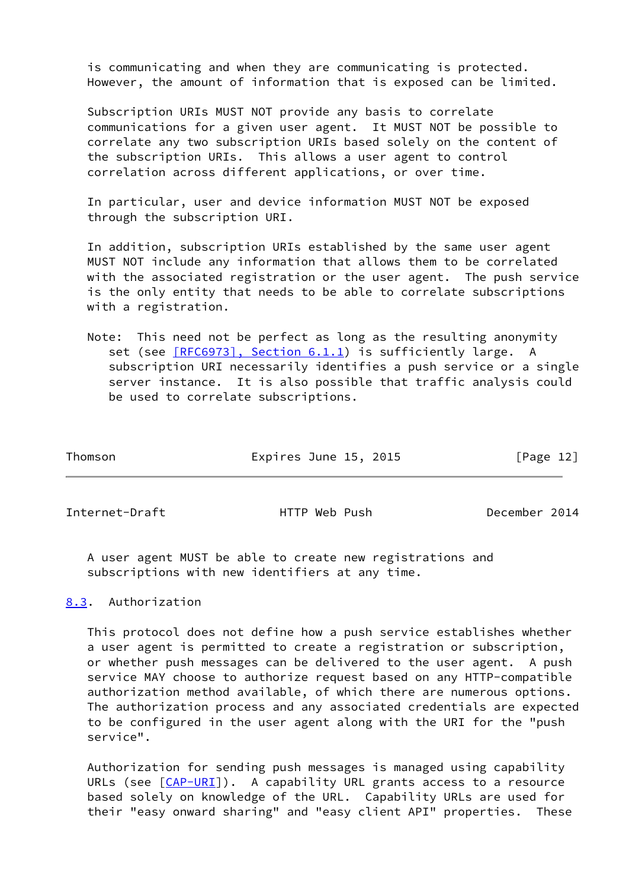is communicating and when they are communicating is protected. However, the amount of information that is exposed can be limited.

Subscription URIs MUST NOT provide any basis to correlate communications for a given user agent. It MUST NOT be possible to correlate any two subscription URIs based solely on the content of the subscription URIs. This allows a user agent to control correlation across different applications, or over time.

In particular, user and device information MUST NOT be exposed through the subscription URI.

In addition, subscription URIs established by the same user agent MUST NOT include any information that allows them to be correlated with the associated registration or the user agent. The push service is the only entity that needs to be able to correlate subscriptions with a registration.

Note: This need not be perfect as long as the resulting anonymity set (see [RFC6973], Section 6.1.1) is sufficiently large. A subscription URI necessarily identifies a push service or a single server instance. It is also possible that traffic analysis could be used to correlate subscriptions.

A user agent MUST be able to create new registrations and subscriptions with new identifiers at any time.

## 8.3. Authorization

This protocol does not define how a push service establishes whether a user agent is permitted to create a registration or subscription, or whether push messages can be delivered to the user agent. A push service MAY choose to authorize request based on any HTTP-compatible authorization method available, of which there are numerous options. The authorization process and any associated credentials are expected to be configured in the user agent along with the URI for the "push service".

Authorization for sending push messages is managed using capability URLs (see [CAP-URI]). A capability URL grants access to a resource based solely on knowledge of the URL. Capability URLs are used for their "easy onward sharing" and "easy client API" properties. These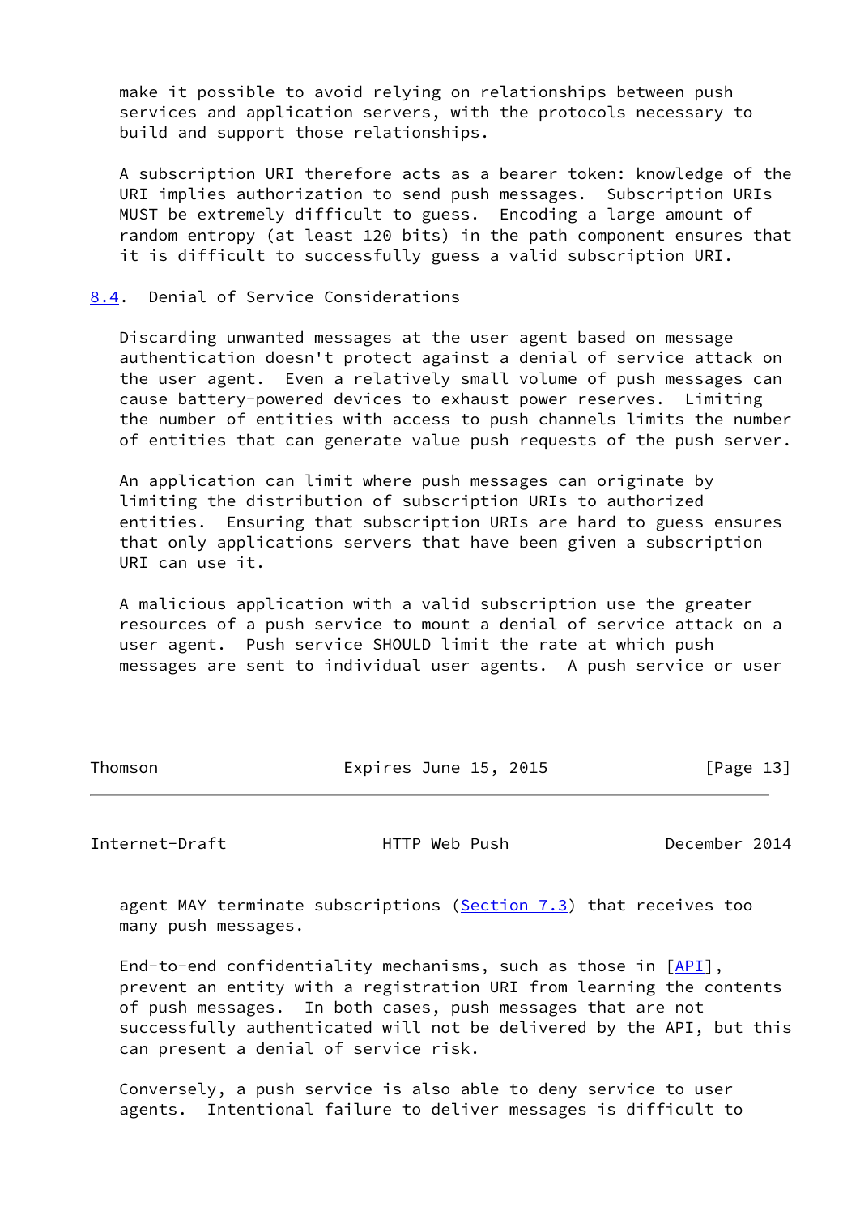make it possible to avoid relying on relationships between push services and application servers, with the protocols necessary to build and support those relationships.

A subscription URI therefore acts as a bearer token: knowledge of the URI implies authorization to send push messages. Subscription URIs MUST be extremely difficult to guess. Encoding a large amount of random entropy (at least 120 bits) in the path component ensures that it is difficult to successfully guess a valid subscription URI.

### 8.4. Denial of Service Considerations

Discarding unwanted messages at the user agent based on message authentication doesn't protect against a denial of service attack on the user agent. Even a relatively small volume of push messages can cause battery-powered devices to exhaust power reserves. Limiting the number of entities with access to push channels limits the number of entities that can generate value push requests of the push server.

An application can limit where push messages can originate by limiting the distribution of subscription URIs to authorized entities. Ensuring that subscription URIs are hard to guess ensures that only applications servers that have been given a subscription URI can use it.

A malicious application with a valid subscription use the greater resources of a push service to mount a denial of service attack on a user agent. Push service SHOULD limit the rate at which push messages are sent to individual user agents. A push service or user agent MAY terminate subscriptions (Section 7.3) that receives too many push messages.

End-to-end confidentiality mechanisms, such as those in [API], prevent an entity with a registration URI from learning the contents of push messages. In both cases, push messages that are not successfully authenticated will not be delivered by the API, but this can present a denial of service risk.

Conversely, a push service is also able to deny service to user agents. Intentional failure to deliver messages is difficult to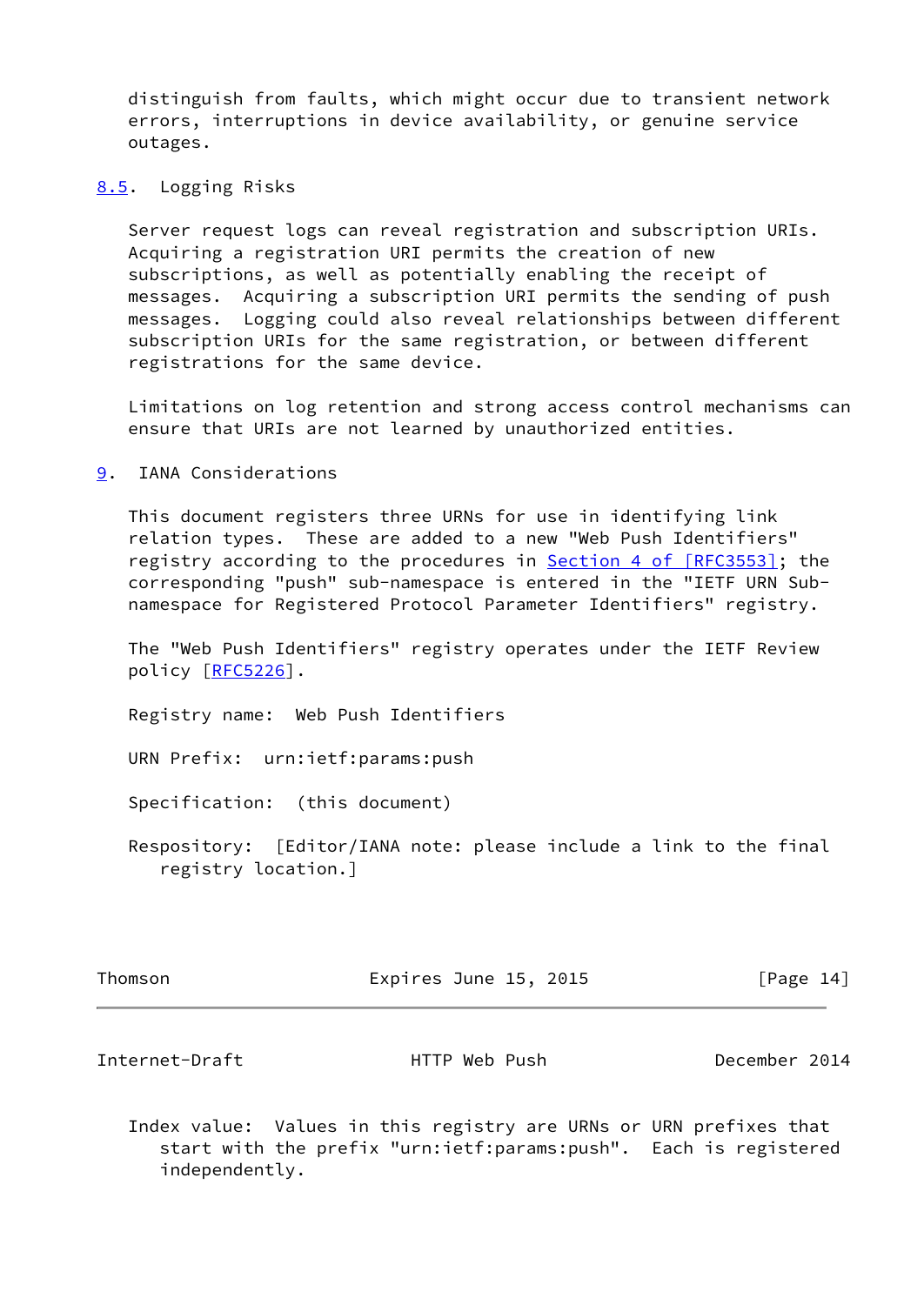distinguish from faults, which might occur due to transient network errors, interruptions in device availability, or genuine service outages.

### 8.5. Logging Risks

Server request logs can reveal registration and subscription URIs. Acquiring a registration URI permits the creation of new subscriptions, as well as potentially enabling the receipt of messages. Acquiring a subscription URI permits the sending of push messages. Logging could also reveal relationships between different subscription URIs for the same registration, or between different registrations for the same device.

Limitations on log retention and strong access control mechanisms can ensure that URIs are not learned by unauthorized entities.

## 9. IANA Considerations

This document registers three URNs for use in identifying link relation types. These are added to a new "Web Push Identifiers" registry according to the procedures in Section 4 of [RFC3553]; the corresponding "push" sub-namespace is entered in the "IETF URN Sub-namespace for Registered Protocol Parameter Identifiers" registry.

The "Web Push Identifiers" registry operates under the IETF Review policy [RFC5226].

Registry name: Web Push Identifiers

URN Prefix: urn:ietf:params:push

Specification: (this document)

Respository: [Editor/IANA note: please include a link to the final registry location.]

Index value: Values in this registry are URNs or URN prefixes that start with the prefix "urn:ietf:params:push". Each is registered independently.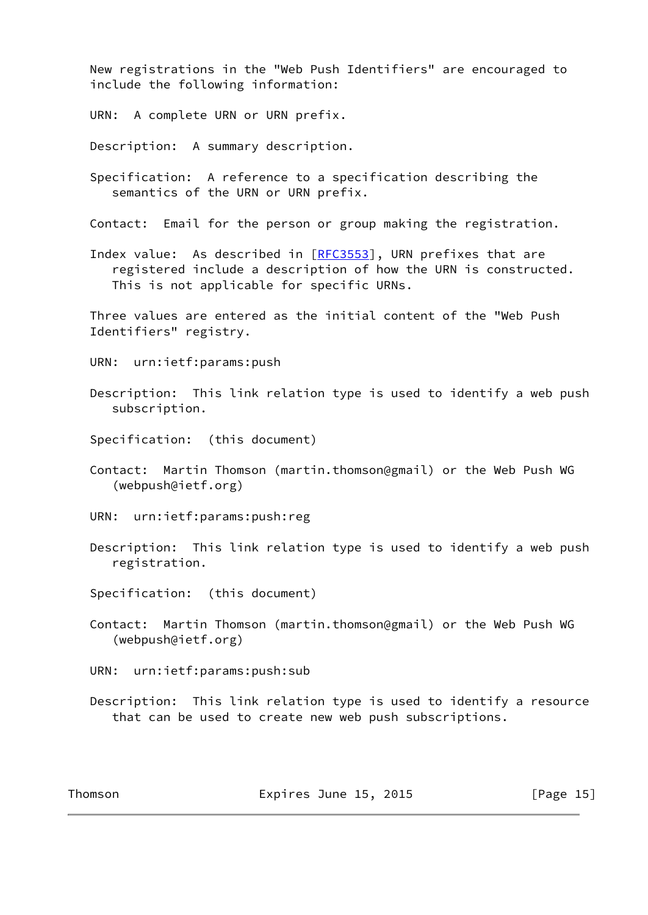New registrations in the "Web Push Identifiers" are encouraged to include the following information:

URN: A complete URN or URN prefix.

Description: A summary description.

Specification: A reference to a specification describing the semantics of the URN or URN prefix.

Contact: Email for the person or group making the registration.

Index value: As described in [RFC3553], URN prefixes that are registered include a description of how the URN is constructed. This is not applicable for specific URNs.

Three values are entered as the initial content of the "Web Push Identifiers" registry.

URN: urn:ietf:params:push

Description: This link relation type is used to identify a web push subscription.

Specification: (this document)

Contact: Martin Thomson (martin.thomson@gmail) or the Web Push WG (webpush@ietf.org)

URN: urn:ietf:params:push:reg

Description: This link relation type is used to identify a web push registration.

Specification: (this document)

Contact: Martin Thomson (martin.thomson@gmail) or the Web Push WG (webpush@ietf.org)

URN: urn:ietf:params:push:sub

Description: This link relation type is used to identify a resource that can be used to create new web push subscriptions.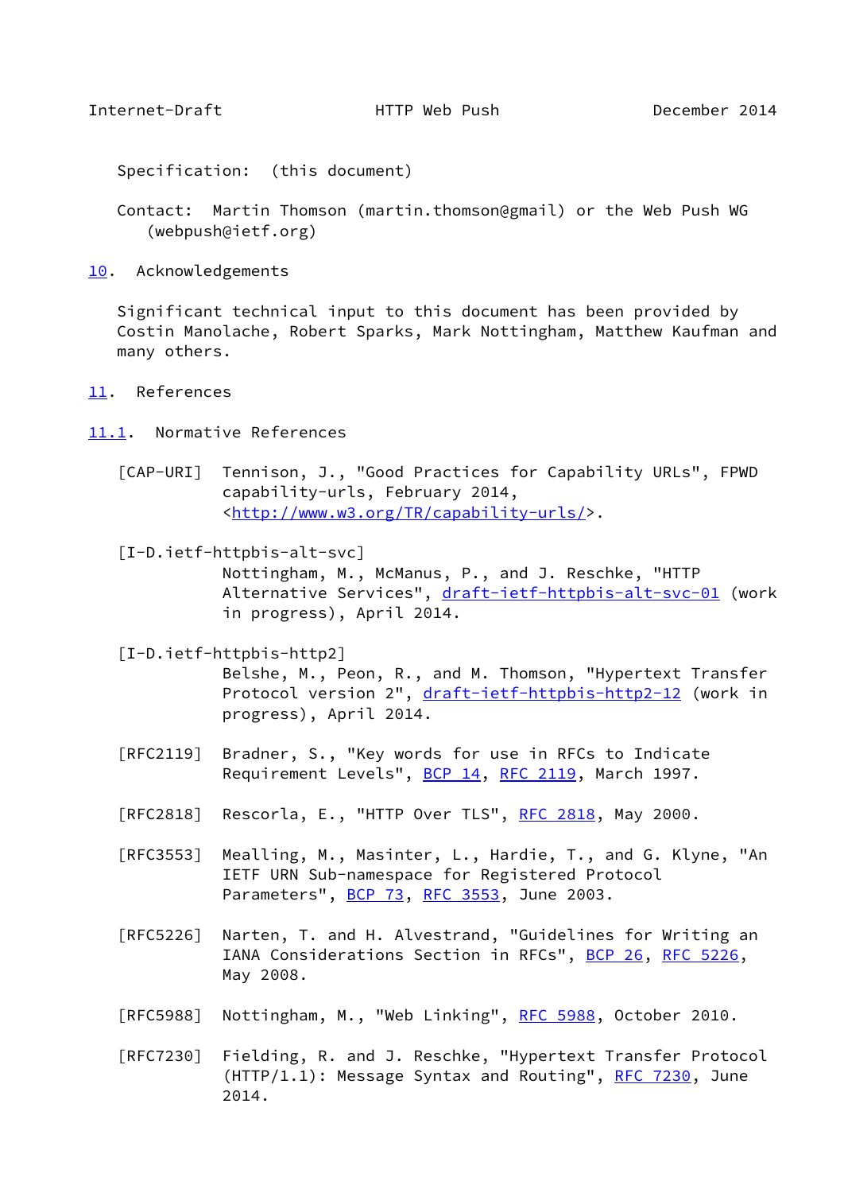Specification: (this document)

Contact: Martin Thomson (martin.thomson@gmail) or the Web Push WG (webpush@ietf.org)

## 10. Acknowledgements

Significant technical input to this document has been provided by Costin Manolache, Robert Sparks, Mark Nottingham, Matthew Kaufman and many others.

## 11. References

### 11.1. Normative References

[CAP-URI] Tennison, J., "Good Practices for Capability URLs", FPWD capability-urls, February 2014, <http://www.w3.org/TR/capability-urls/>.

[I-D.ietf-httpbis-alt-svc] Nottingham, M., McManus, P., and J. Reschke, "HTTP Alternative Services", draft-ietf-httpbis-alt-svc-01 (work in progress), April 2014.

[I-D.ietf-httpbis-http2] Belshe, M., Peon, R., and M. Thomson, "Hypertext Transfer Protocol version 2", draft-ietf-httpbis-http2-12 (work in progress), April 2014.

[RFC2119] Bradner, S., "Key words for use in RFCs to Indicate Requirement Levels", BCP 14, RFC 2119, March 1997.

[RFC2818] Rescorla, E., "HTTP Over TLS", RFC 2818, May 2000.

[RFC3553] Mealling, M., Masinter, L., Hardie, T., and G. Klyne, "An IETF URN Sub-namespace for Registered Protocol Parameters", BCP 73, RFC 3553, June 2003.

[RFC5226] Narten, T. and H. Alvestrand, "Guidelines for Writing an IANA Considerations Section in RFCs", BCP 26, RFC 5226, May 2008.

[RFC5988] Nottingham, M., "Web Linking", RFC 5988, October 2010.

[RFC7230] Fielding, R. and J. Reschke, "Hypertext Transfer Protocol (HTTP/1.1): Message Syntax and Routing", RFC 7230, June 2014.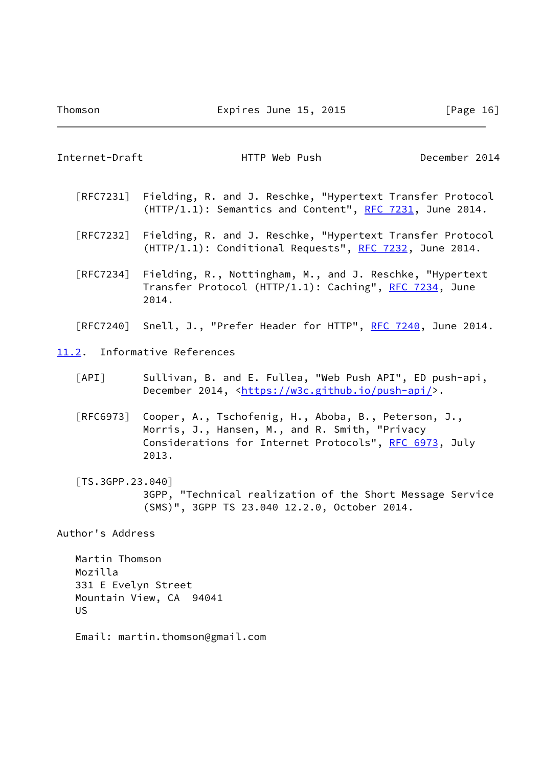[RFC7231] Fielding, R. and J. Reschke, "Hypertext Transfer Protocol (HTTP/1.1): Semantics and Content", RFC 7231, June 2014.

[RFC7232] Fielding, R. and J. Reschke, "Hypertext Transfer Protocol (HTTP/1.1): Conditional Requests", RFC 7232, June 2014.

[RFC7234] Fielding, R., Nottingham, M., and J. Reschke, "Hypertext Transfer Protocol (HTTP/1.1): Caching", RFC 7234, June 2014.

[RFC7240] Snell, J., "Prefer Header for HTTP", RFC 7240, June 2014.

### 11.2. Informative References

[API] Sullivan, B. and E. Fullea, "Web Push API", ED push-api, December 2014, <https://w3c.github.io/push-api/>.

[RFC6973] Cooper, A., Tschofenig, H., Aboba, B., Peterson, J., Morris, J., Hansen, M., and R. Smith, "Privacy Considerations for Internet Protocols", RFC 6973, July 2013.

[TS.3GPP.23.040] 3GPP, "Technical realization of the Short Message Service (SMS)", 3GPP TS 23.040 12.2.0, October 2014.

## Author's Address

Martin Thomson
Mozilla
331 E Evelyn Street
Mountain View, CA 94041
US

Email: martin.thomson@gmail.com